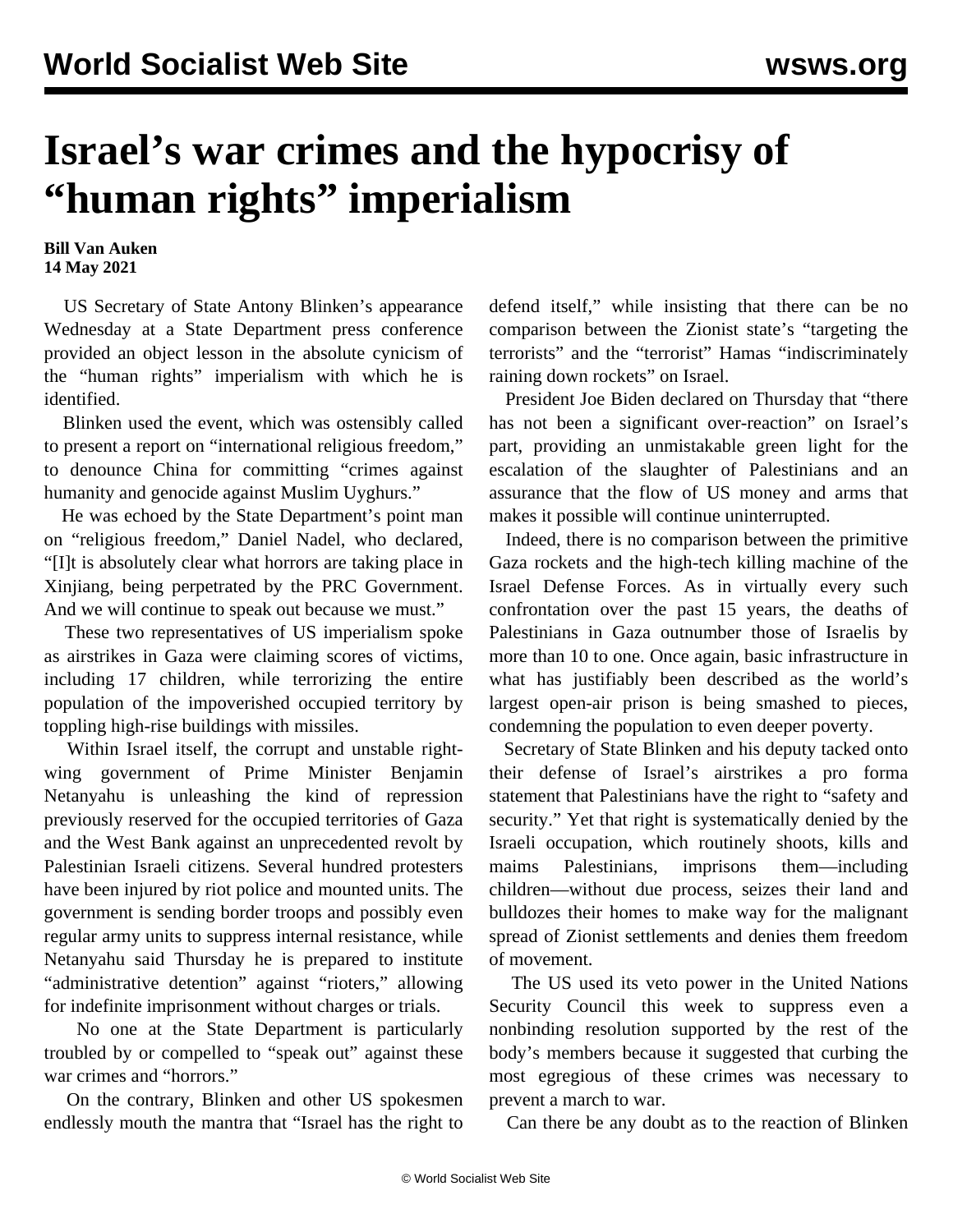# Israel's war crimes and the hypocrisy of "human rights" imperialism

**Bill Van Auken**
**14 May 2021**

US Secretary of State Antony Blinken's appearance Wednesday at a State Department press conference provided an object lesson in the absolute cynicism of the "human rights" imperialism with which he is identified.

Blinken used the event, which was ostensibly called to present a report on "international religious freedom," to denounce China for committing "crimes against humanity and genocide against Muslim Uyghurs."

He was echoed by the State Department's point man on "religious freedom," Daniel Nadel, who declared, "[I]t is absolutely clear what horrors are taking place in Xinjiang, being perpetrated by the PRC Government. And we will continue to speak out because we must."

These two representatives of US imperialism spoke as airstrikes in Gaza were claiming scores of victims, including 17 children, while terrorizing the entire population of the impoverished occupied territory by toppling high-rise buildings with missiles.

Within Israel itself, the corrupt and unstable right-wing government of Prime Minister Benjamin Netanyahu is unleashing the kind of repression previously reserved for the occupied territories of Gaza and the West Bank against an unprecedented revolt by Palestinian Israeli citizens. Several hundred protesters have been injured by riot police and mounted units. The government is sending border troops and possibly even regular army units to suppress internal resistance, while Netanyahu said Thursday he is prepared to institute "administrative detention" against "rioters," allowing for indefinite imprisonment without charges or trials.

No one at the State Department is particularly troubled by or compelled to "speak out" against these war crimes and "horrors."

On the contrary, Blinken and other US spokesmen endlessly mouth the mantra that "Israel has the right to defend itself," while insisting that there can be no comparison between the Zionist state's "targeting the terrorists" and the "terrorist" Hamas "indiscriminately raining down rockets" on Israel.

President Joe Biden declared on Thursday that "there has not been a significant over-reaction" on Israel's part, providing an unmistakable green light for the escalation of the slaughter of Palestinians and an assurance that the flow of US money and arms that makes it possible will continue uninterrupted.

Indeed, there is no comparison between the primitive Gaza rockets and the high-tech killing machine of the Israel Defense Forces. As in virtually every such confrontation over the past 15 years, the deaths of Palestinians in Gaza outnumber those of Israelis by more than 10 to one. Once again, basic infrastructure in what has justifiably been described as the world's largest open-air prison is being smashed to pieces, condemning the population to even deeper poverty.

Secretary of State Blinken and his deputy tacked onto their defense of Israel's airstrikes a pro forma statement that Palestinians have the right to "safety and security." Yet that right is systematically denied by the Israeli occupation, which routinely shoots, kills and maims Palestinians, imprisons them—including children—without due process, seizes their land and bulldozes their homes to make way for the malignant spread of Zionist settlements and denies them freedom of movement.

The US used its veto power in the United Nations Security Council this week to suppress even a nonbinding resolution supported by the rest of the body's members because it suggested that curbing the most egregious of these crimes was necessary to prevent a march to war.

Can there be any doubt as to the reaction of Blinken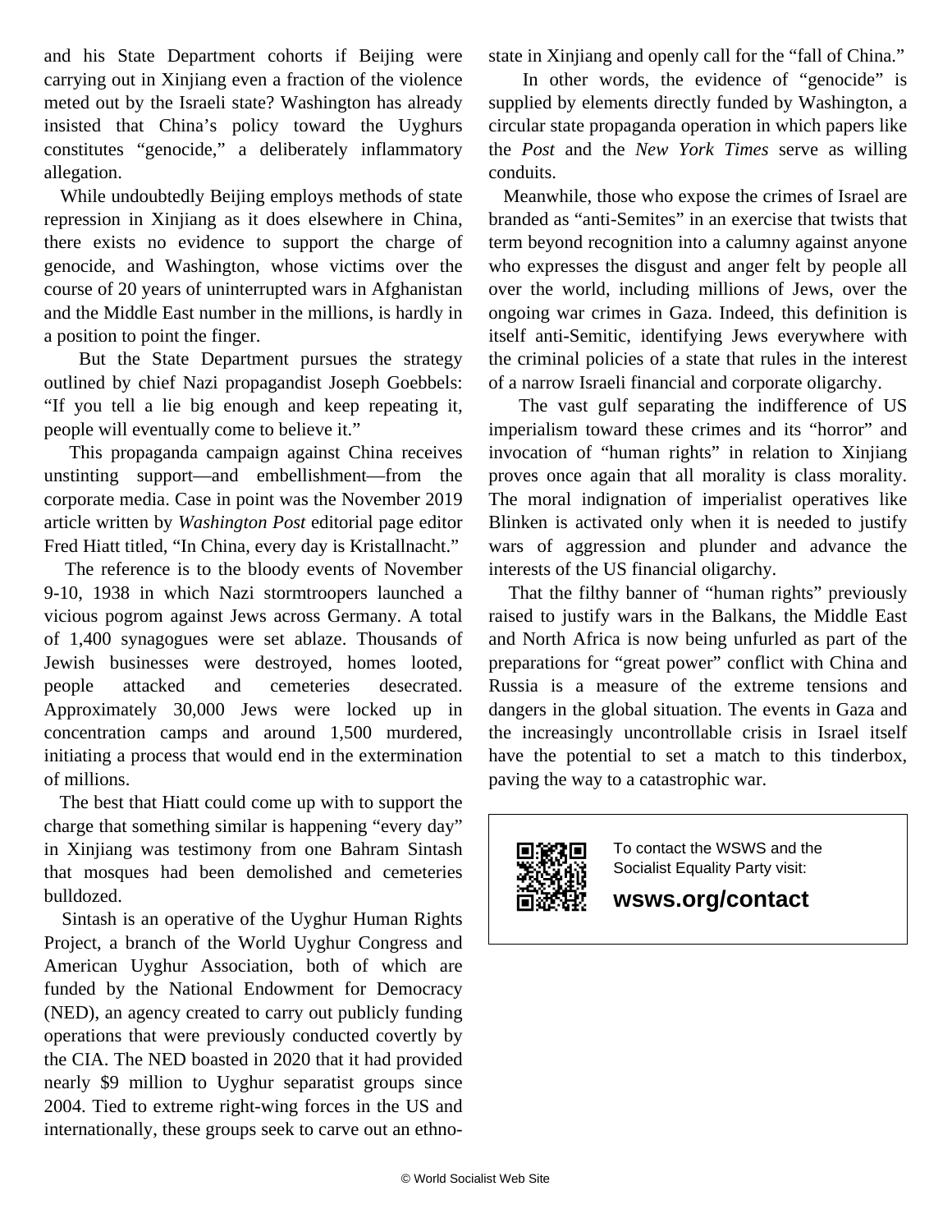and his State Department cohorts if Beijing were carrying out in Xinjiang even a fraction of the violence meted out by the Israeli state? Washington has already insisted that China's policy toward the Uyghurs constitutes "genocide," a deliberately inflammatory allegation.

While undoubtedly Beijing employs methods of state repression in Xinjiang as it does elsewhere in China, there exists no evidence to support the charge of genocide, and Washington, whose victims over the course of 20 years of uninterrupted wars in Afghanistan and the Middle East number in the millions, is hardly in a position to point the finger.

But the State Department pursues the strategy outlined by chief Nazi propagandist Joseph Goebbels: "If you tell a lie big enough and keep repeating it, people will eventually come to believe it."

This propaganda campaign against China receives unstinting support—and embellishment—from the corporate media. Case in point was the November 2019 article written by *Washington Post* editorial page editor Fred Hiatt titled, "In China, every day is Kristallnacht."

The reference is to the bloody events of November 9-10, 1938 in which Nazi stormtroopers launched a vicious pogrom against Jews across Germany. A total of 1,400 synagogues were set ablaze. Thousands of Jewish businesses were destroyed, homes looted, people attacked and cemeteries desecrated. Approximately 30,000 Jews were locked up in concentration camps and around 1,500 murdered, initiating a process that would end in the extermination of millions.

The best that Hiatt could come up with to support the charge that something similar is happening "every day" in Xinjiang was testimony from one Bahram Sintash that mosques had been demolished and cemeteries bulldozed.

Sintash is an operative of the Uyghur Human Rights Project, a branch of the World Uyghur Congress and American Uyghur Association, both of which are funded by the National Endowment for Democracy (NED), an agency created to carry out publicly funding operations that were previously conducted covertly by the CIA. The NED boasted in 2020 that it had provided nearly $9 million to Uyghur separatist groups since 2004. Tied to extreme right-wing forces in the US and internationally, these groups seek to carve out an ethno-state in Xinjiang and openly call for the "fall of China."

In other words, the evidence of "genocide" is supplied by elements directly funded by Washington, a circular state propaganda operation in which papers like the *Post* and the *New York Times* serve as willing conduits.

Meanwhile, those who expose the crimes of Israel are branded as "anti-Semites" in an exercise that twists that term beyond recognition into a calumny against anyone who expresses the disgust and anger felt by people all over the world, including millions of Jews, over the ongoing war crimes in Gaza. Indeed, this definition is itself anti-Semitic, identifying Jews everywhere with the criminal policies of a state that rules in the interest of a narrow Israeli financial and corporate oligarchy.

The vast gulf separating the indifference of US imperialism toward these crimes and its "horror" and invocation of "human rights" in relation to Xinjiang proves once again that all morality is class morality. The moral indignation of imperialist operatives like Blinken is activated only when it is needed to justify wars of aggression and plunder and advance the interests of the US financial oligarchy.

That the filthy banner of "human rights" previously raised to justify wars in the Balkans, the Middle East and North Africa is now being unfurled as part of the preparations for "great power" conflict with China and Russia is a measure of the extreme tensions and dangers in the global situation. The events in Gaza and the increasingly uncontrollable crisis in Israel itself have the potential to set a match to this tinderbox, paving the way to a catastrophic war.

To contact the WSWS and the Socialist Equality Party visit:

**wsws.org/contact**